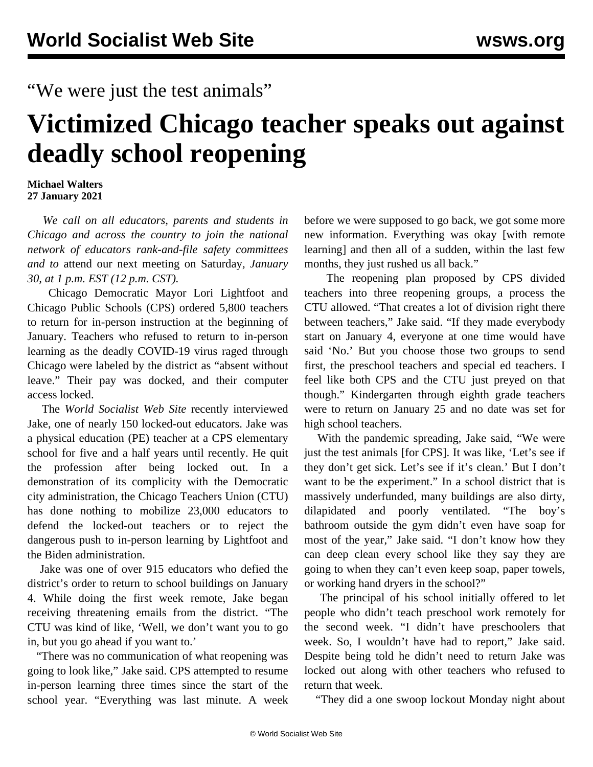"We were just the test animals"

# Victimized Chicago teacher speaks out against deadly school reopening

**Michael Walters**
**27 January 2021**

*We call on all educators, parents and students in Chicago and across the country to join the national network of educators rank-and-file safety committees and to* attend our next meeting on Saturday*, January 30, at 1 p.m. EST (12 p.m. CST).*

Chicago Democratic Mayor Lori Lightfoot and Chicago Public Schools (CPS) ordered 5,800 teachers to return for in-person instruction at the beginning of January. Teachers who refused to return to in-person learning as the deadly COVID-19 virus raged through Chicago were labeled by the district as "absent without leave." Their pay was docked, and their computer access locked.

The *World Socialist Web Site* recently interviewed Jake, one of nearly 150 locked-out educators. Jake was a physical education (PE) teacher at a CPS elementary school for five and a half years until recently. He quit the profession after being locked out. In a demonstration of its complicity with the Democratic city administration, the Chicago Teachers Union (CTU) has done nothing to mobilize 23,000 educators to defend the locked-out teachers or to reject the dangerous push to in-person learning by Lightfoot and the Biden administration.

Jake was one of over 915 educators who defied the district's order to return to school buildings on January 4. While doing the first week remote, Jake began receiving threatening emails from the district. "The CTU was kind of like, 'Well, we don't want you to go in, but you go ahead if you want to.'

"There was no communication of what reopening was going to look like," Jake said. CPS attempted to resume in-person learning three times since the start of the school year. "Everything was last minute. A week before we were supposed to go back, we got some more new information. Everything was okay [with remote learning] and then all of a sudden, within the last few months, they just rushed us all back."

The reopening plan proposed by CPS divided teachers into three reopening groups, a process the CTU allowed. "That creates a lot of division right there between teachers," Jake said. "If they made everybody start on January 4, everyone at one time would have said 'No.' But you choose those two groups to send first, the preschool teachers and special ed teachers. I feel like both CPS and the CTU just preyed on that though." Kindergarten through eighth grade teachers were to return on January 25 and no date was set for high school teachers.

With the pandemic spreading, Jake said, "We were just the test animals [for CPS]. It was like, 'Let's see if they don't get sick. Let's see if it's clean.' But I don't want to be the experiment." In a school district that is massively underfunded, many buildings are also dirty, dilapidated and poorly ventilated. "The boy's bathroom outside the gym didn't even have soap for most of the year," Jake said. "I don't know how they can deep clean every school like they say they are going to when they can't even keep soap, paper towels, or working hand dryers in the school?"

The principal of his school initially offered to let people who didn't teach preschool work remotely for the second week. "I didn't have preschoolers that week. So, I wouldn't have had to report," Jake said. Despite being told he didn't need to return Jake was locked out along with other teachers who refused to return that week.

"They did a one swoop lockout Monday night about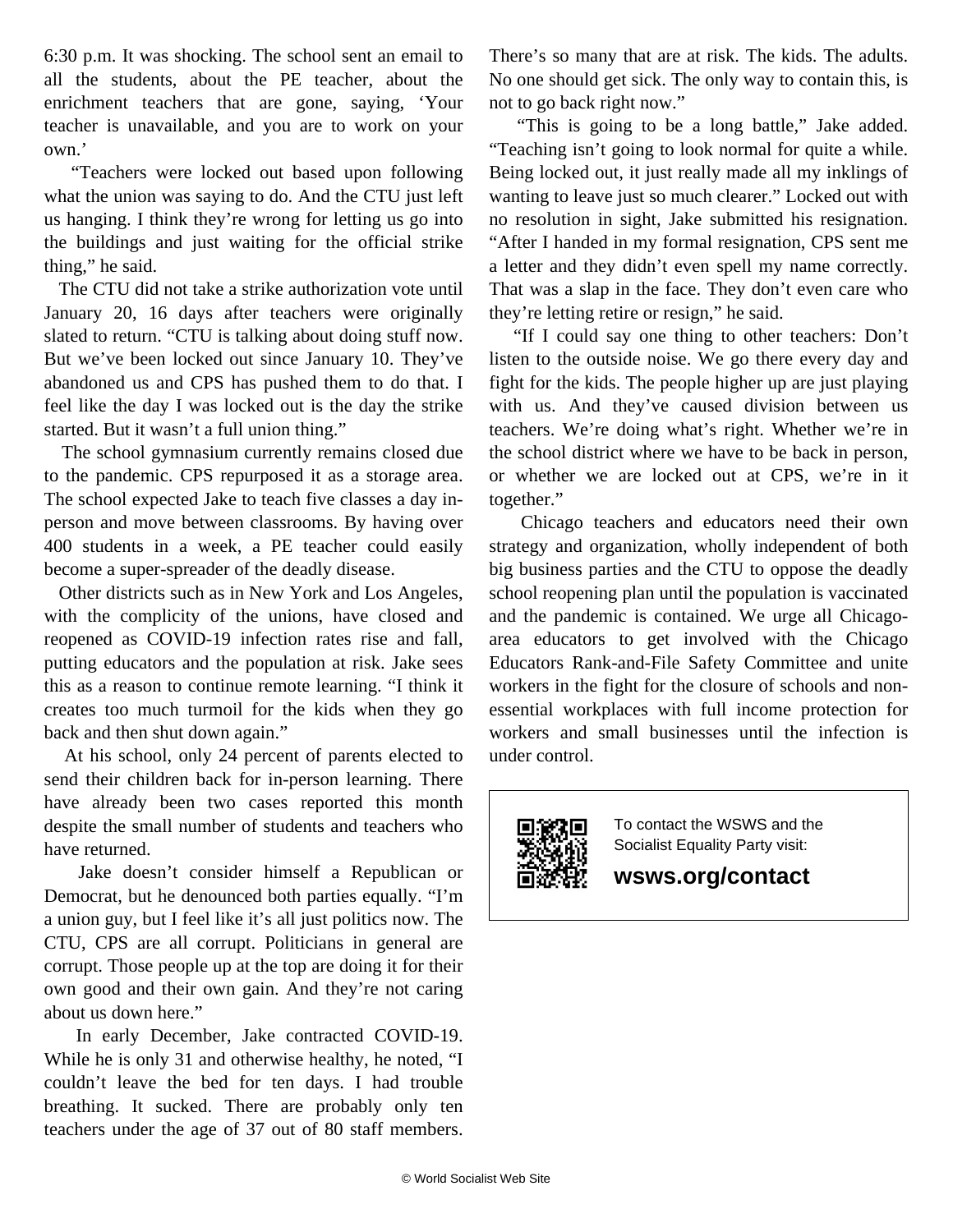6:30 p.m. It was shocking. The school sent an email to all the students, about the PE teacher, about the enrichment teachers that are gone, saying, 'Your teacher is unavailable, and you are to work on your own.'

"Teachers were locked out based upon following what the union was saying to do. And the CTU just left us hanging. I think they're wrong for letting us go into the buildings and just waiting for the official strike thing," he said.

The CTU did not take a strike authorization vote until January 20, 16 days after teachers were originally slated to return. "CTU is talking about doing stuff now. But we've been locked out since January 10. They've abandoned us and CPS has pushed them to do that. I feel like the day I was locked out is the day the strike started. But it wasn't a full union thing."

The school gymnasium currently remains closed due to the pandemic. CPS repurposed it as a storage area. The school expected Jake to teach five classes a day in-person and move between classrooms. By having over 400 students in a week, a PE teacher could easily become a super-spreader of the deadly disease.

Other districts such as in New York and Los Angeles, with the complicity of the unions, have closed and reopened as COVID-19 infection rates rise and fall, putting educators and the population at risk. Jake sees this as a reason to continue remote learning. "I think it creates too much turmoil for the kids when they go back and then shut down again."

At his school, only 24 percent of parents elected to send their children back for in-person learning. There have already been two cases reported this month despite the small number of students and teachers who have returned.

Jake doesn't consider himself a Republican or Democrat, but he denounced both parties equally. "I'm a union guy, but I feel like it's all just politics now. The CTU, CPS are all corrupt. Politicians in general are corrupt. Those people up at the top are doing it for their own good and their own gain. And they're not caring about us down here."

In early December, Jake contracted COVID-19. While he is only 31 and otherwise healthy, he noted, "I couldn't leave the bed for ten days. I had trouble breathing. It sucked. There are probably only ten teachers under the age of 37 out of 80 staff members. There's so many that are at risk. The kids. The adults. No one should get sick. The only way to contain this, is not to go back right now."

"This is going to be a long battle," Jake added. "Teaching isn't going to look normal for quite a while. Being locked out, it just really made all my inklings of wanting to leave just so much clearer." Locked out with no resolution in sight, Jake submitted his resignation. "After I handed in my formal resignation, CPS sent me a letter and they didn't even spell my name correctly. That was a slap in the face. They don't even care who they're letting retire or resign," he said.

"If I could say one thing to other teachers: Don't listen to the outside noise. We go there every day and fight for the kids. The people higher up are just playing with us. And they've caused division between us teachers. We're doing what's right. Whether we're in the school district where we have to be back in person, or whether we are locked out at CPS, we're in it together."

Chicago teachers and educators need their own strategy and organization, wholly independent of both big business parties and the CTU to oppose the deadly school reopening plan until the population is vaccinated and the pandemic is contained. We urge all Chicago-area educators to get involved with the Chicago Educators Rank-and-File Safety Committee and unite workers in the fight for the closure of schools and non-essential workplaces with full income protection for workers and small businesses until the infection is under control.

To contact the WSWS and the Socialist Equality Party visit:

**wsws.org/contact**